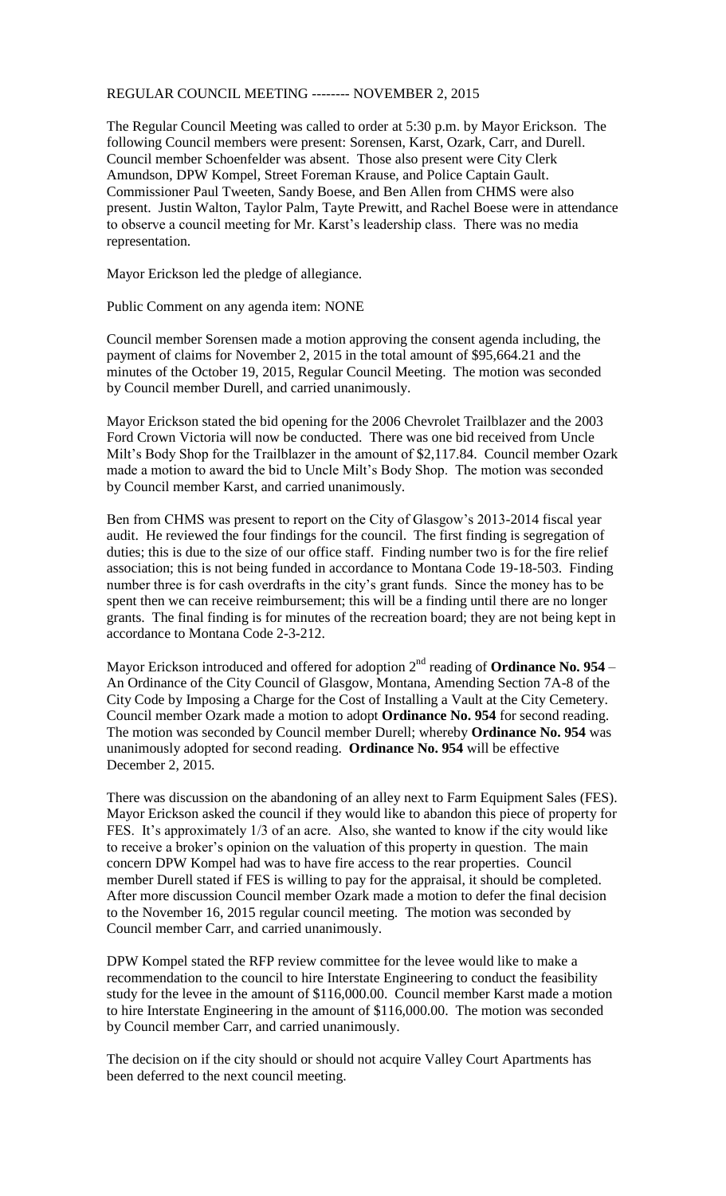REGULAR COUNCIL MEETING -------- NOVEMBER 2, 2015

The Regular Council Meeting was called to order at 5:30 p.m. by Mayor Erickson. The following Council members were present: Sorensen, Karst, Ozark, Carr, and Durell. Council member Schoenfelder was absent. Those also present were City Clerk Amundson, DPW Kompel, Street Foreman Krause, and Police Captain Gault. Commissioner Paul Tweeten, Sandy Boese, and Ben Allen from CHMS were also present. Justin Walton, Taylor Palm, Tayte Prewitt, and Rachel Boese were in attendance to observe a council meeting for Mr. Karst's leadership class. There was no media representation.

Mayor Erickson led the pledge of allegiance.

Public Comment on any agenda item: NONE

Council member Sorensen made a motion approving the consent agenda including, the payment of claims for November 2, 2015 in the total amount of $95,664.21 and the minutes of the October 19, 2015, Regular Council Meeting. The motion was seconded by Council member Durell, and carried unanimously.

Mayor Erickson stated the bid opening for the 2006 Chevrolet Trailblazer and the 2003 Ford Crown Victoria will now be conducted. There was one bid received from Uncle Milt's Body Shop for the Trailblazer in the amount of $2,117.84. Council member Ozark made a motion to award the bid to Uncle Milt's Body Shop. The motion was seconded by Council member Karst, and carried unanimously.

Ben from CHMS was present to report on the City of Glasgow's 2013-2014 fiscal year audit. He reviewed the four findings for the council. The first finding is segregation of duties; this is due to the size of our office staff. Finding number two is for the fire relief association; this is not being funded in accordance to Montana Code 19-18-503. Finding number three is for cash overdrafts in the city's grant funds. Since the money has to be spent then we can receive reimbursement; this will be a finding until there are no longer grants. The final finding is for minutes of the recreation board; they are not being kept in accordance to Montana Code 2-3-212.

Mayor Erickson introduced and offered for adoption 2nd reading of **Ordinance No. 954** – An Ordinance of the City Council of Glasgow, Montana, Amending Section 7A-8 of the City Code by Imposing a Charge for the Cost of Installing a Vault at the City Cemetery. Council member Ozark made a motion to adopt **Ordinance No. 954** for second reading. The motion was seconded by Council member Durell; whereby **Ordinance No. 954** was unanimously adopted for second reading. **Ordinance No. 954** will be effective December 2, 2015.

There was discussion on the abandoning of an alley next to Farm Equipment Sales (FES). Mayor Erickson asked the council if they would like to abandon this piece of property for FES. It's approximately 1/3 of an acre. Also, she wanted to know if the city would like to receive a broker's opinion on the valuation of this property in question. The main concern DPW Kompel had was to have fire access to the rear properties. Council member Durell stated if FES is willing to pay for the appraisal, it should be completed. After more discussion Council member Ozark made a motion to defer the final decision to the November 16, 2015 regular council meeting. The motion was seconded by Council member Carr, and carried unanimously.

DPW Kompel stated the RFP review committee for the levee would like to make a recommendation to the council to hire Interstate Engineering to conduct the feasibility study for the levee in the amount of $116,000.00. Council member Karst made a motion to hire Interstate Engineering in the amount of $116,000.00. The motion was seconded by Council member Carr, and carried unanimously.

The decision on if the city should or should not acquire Valley Court Apartments has been deferred to the next council meeting.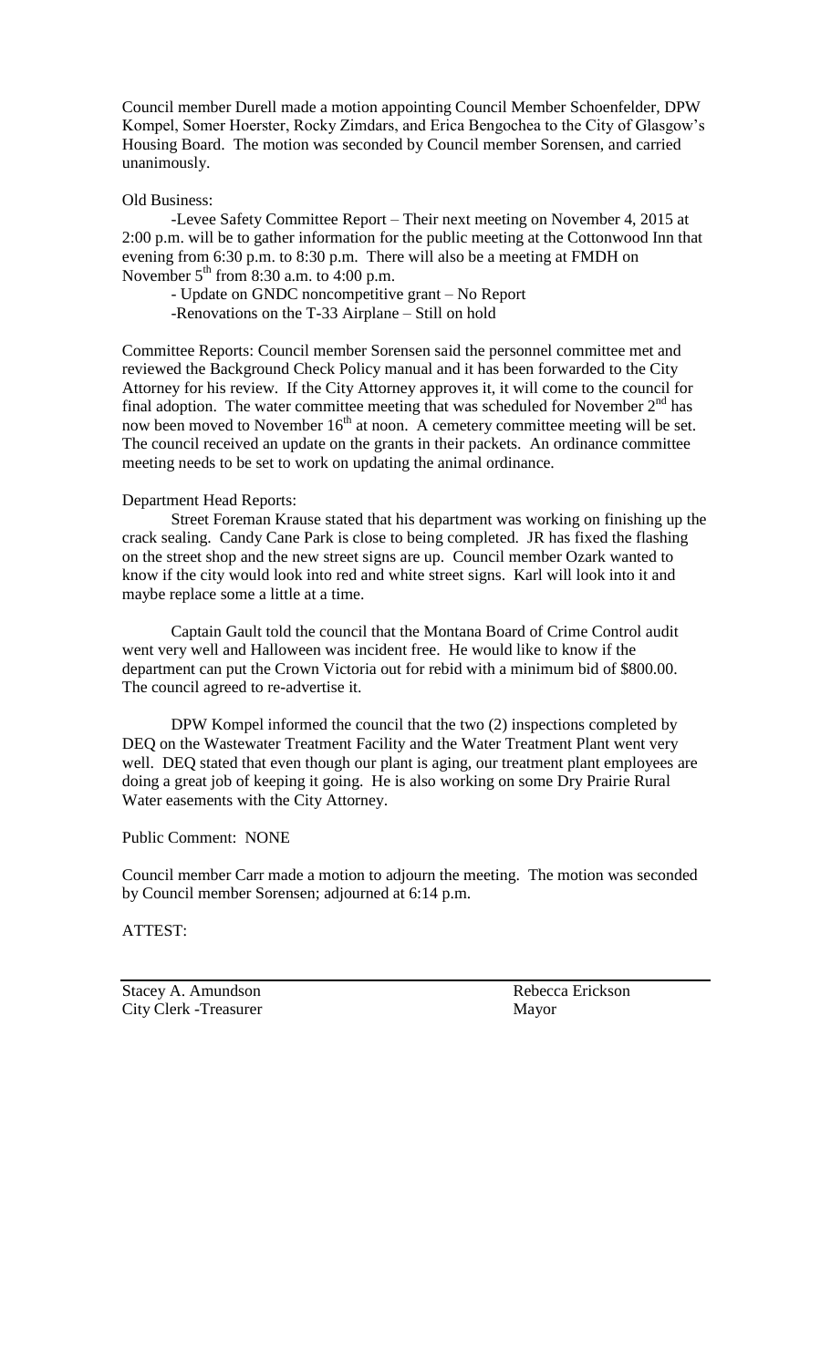Council member Durell made a motion appointing Council Member Schoenfelder, DPW Kompel, Somer Hoerster, Rocky Zimdars, and Erica Bengochea to the City of Glasgow's Housing Board. The motion was seconded by Council member Sorensen, and carried unanimously.

Old Business:

-Levee Safety Committee Report – Their next meeting on November 4, 2015 at 2:00 p.m. will be to gather information for the public meeting at the Cottonwood Inn that evening from 6:30 p.m. to 8:30 p.m. There will also be a meeting at FMDH on November 5th from 8:30 a.m. to 4:00 p.m.

- Update on GNDC noncompetitive grant – No Report

-Renovations on the T-33 Airplane – Still on hold

Committee Reports: Council member Sorensen said the personnel committee met and reviewed the Background Check Policy manual and it has been forwarded to the City Attorney for his review. If the City Attorney approves it, it will come to the council for final adoption. The water committee meeting that was scheduled for November 2nd has now been moved to November 16th at noon. A cemetery committee meeting will be set. The council received an update on the grants in their packets. An ordinance committee meeting needs to be set to work on updating the animal ordinance.

Department Head Reports:

Street Foreman Krause stated that his department was working on finishing up the crack sealing. Candy Cane Park is close to being completed. JR has fixed the flashing on the street shop and the new street signs are up. Council member Ozark wanted to know if the city would look into red and white street signs. Karl will look into it and maybe replace some a little at a time.

Captain Gault told the council that the Montana Board of Crime Control audit went very well and Halloween was incident free. He would like to know if the department can put the Crown Victoria out for rebid with a minimum bid of $800.00. The council agreed to re-advertise it.

DPW Kompel informed the council that the two (2) inspections completed by DEQ on the Wastewater Treatment Facility and the Water Treatment Plant went very well. DEQ stated that even though our plant is aging, our treatment plant employees are doing a great job of keeping it going. He is also working on some Dry Prairie Rural Water easements with the City Attorney.

Public Comment: NONE

Council member Carr made a motion to adjourn the meeting. The motion was seconded by Council member Sorensen; adjourned at 6:14 p.m.

ATTEST:

| | |
|---|---|
| Stacey A. Amundson | Rebecca Erickson |
| City Clerk -Treasurer | Mayor |